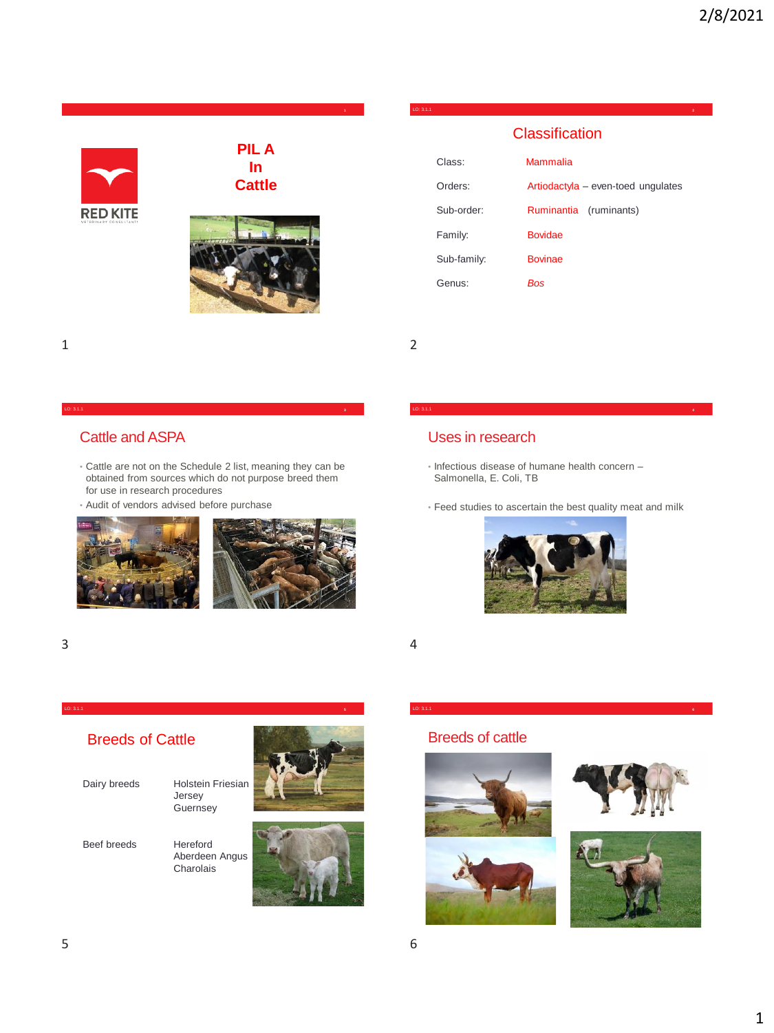# PIL A In Cattle

RED KITE

## Classification

| | |
|---|---|
| Class: | Mammalia |
| Orders: | Artiodactyla – even-toed ungulates |
| Sub-order: | Ruminantia (ruminants) |
| Family: | Bovidae |
| Sub-family: | Bovinae |
| Genus: | *Bos* |

## Cattle and ASPA

- Cattle are not on the Schedule 2 list, meaning they can be obtained from sources which do not purpose breed them for use in research procedures
- Audit of vendors advised before purchase

## Uses in research

- Infectious disease of humane health concern – Salmonella, E. Coli, TB
- Feed studies to ascertain the best quality meat and milk

## Breeds of Cattle

| | |
|---|---|
| Dairy breeds | Holstein Friesian<br>Jersey<br>Guernsey |
| Beef breeds | Hereford<br>Aberdeen Angus<br>Charolais |

## Breeds of cattle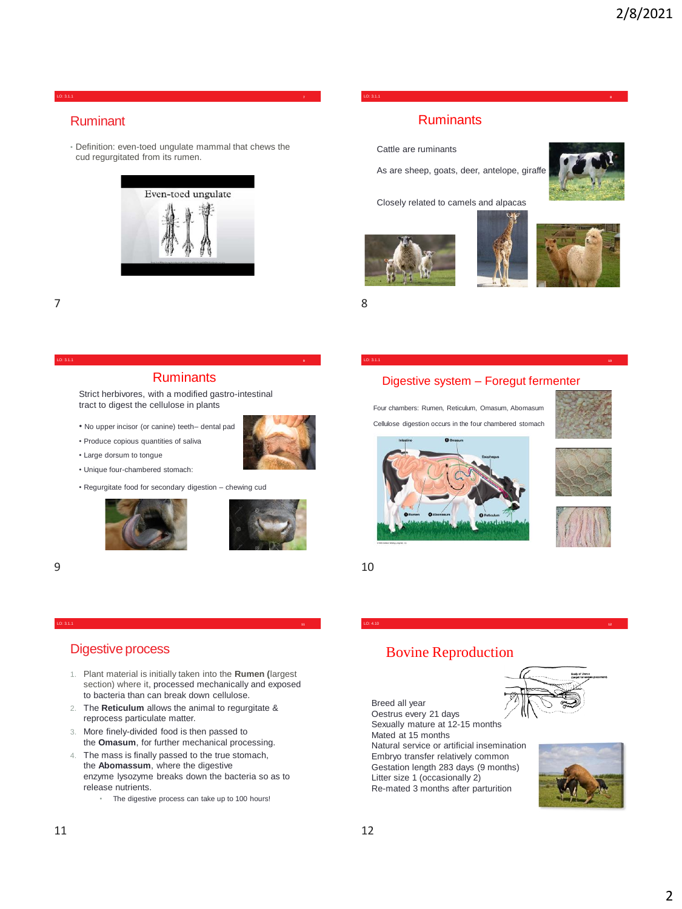## Ruminant

- Definition: even-toed ungulate mammal that chews the cud regurgitated from its rumen.

## Ruminants

Cattle are ruminants

As are sheep, goats, deer, antelope, giraffe

Closely related to camels and alpacas

## Ruminants

Strict herbivores, with a modified gastro-intestinal tract to digest the cellulose in plants

- No upper incisor (or canine) teeth– dental pad
- Produce copious quantities of saliva
- Large dorsum to tongue
- Unique four-chambered stomach:
- Regurgitate food for secondary digestion – chewing cud

## Digestive system – Foregut fermenter

Four chambers: Rumen, Reticulum, Omasum, Abomasum

Cellulose digestion occurs in the four chambered stomach

## Digestive process

1. Plant material is initially taken into the **Rumen** (largest section) where it, processed mechanically and exposed to bacteria than can break down cellulose.
2. The **Reticulum** allows the animal to regurgitate & reprocess particulate matter.
3. More finely-divided food is then passed to the **Omasum**, for further mechanical processing.
4. The mass is finally passed to the true stomach, the **Abomassum**, where the digestive enzyme lysozyme breaks down the bacteria so as to release nutrients.
   - The digestive process can take up to 100 hours!

## Bovine Reproduction

Breed all year
Oestrus every 21 days
Sexually mature at 12-15 months
Mated at 15 months
Natural service or artificial insemination
Embryo transfer relatively common
Gestation length 283 days (9 months)
Litter size 1 (occasionally 2)
Re-mated 3 months after parturition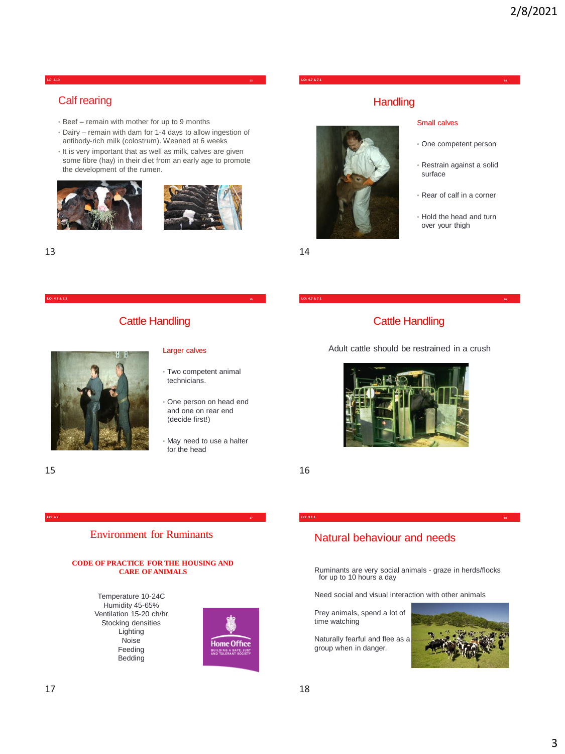## Calf rearing

- Beef – remain with mother for up to 9 months
- Dairy – remain with dam for 1-4 days to allow ingestion of antibody-rich milk (colostrum). Weaned at 6 weeks
- It is very important that as well as milk, calves are given some fibre (hay) in their diet from an early age to promote the development of the rumen.

## Handling

### Small calves

- One competent person
- Restrain against a solid surface
- Rear of calf in a corner
- Hold the head and turn over your thigh

## Cattle Handling

### Larger calves

- Two competent animal technicians.
- One person on head end and one on rear end (decide first!)
- May need to use a halter for the head

## Cattle Handling

Adult cattle should be restrained in a crush

## Environment for Ruminants

**CODE OF PRACTICE FOR THE HOUSING AND CARE OF ANIMALS**

Temperature 10-24C
Humidity 45-65%
Ventilation 15-20 ch/hr
Stocking densities
Lighting
Noise
Feeding
Bedding

## Natural behaviour and needs

Ruminants are very social animals - graze in herds/flocks for up to 10 hours a day

Need social and visual interaction with other animals

Prey animals, spend a lot of time watching

Naturally fearful and flee as a group when in danger.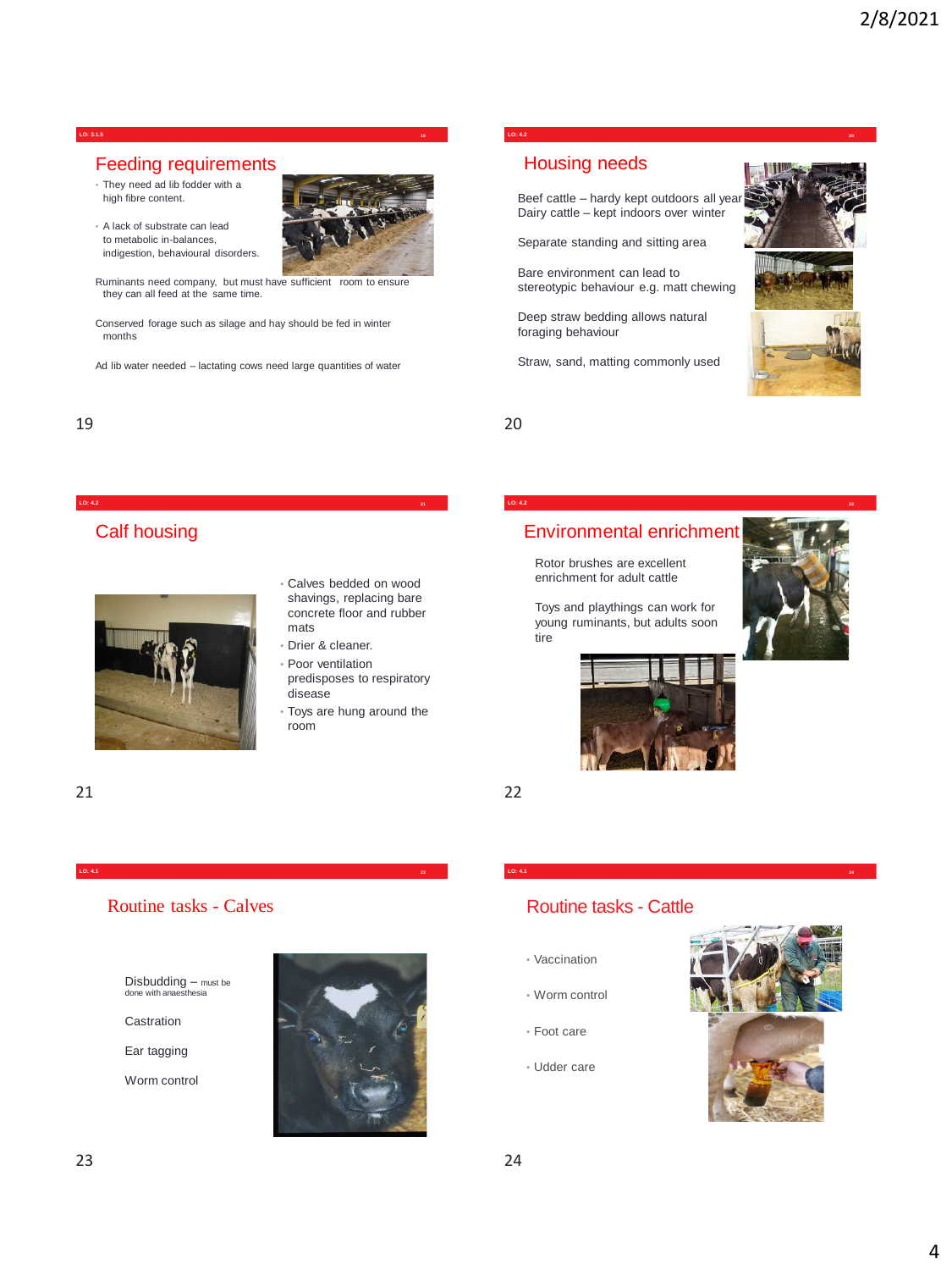LO: 3.1.5

## Feeding requirements

- They need ad lib fodder with a high fibre content.
- A lack of substrate can lead to metabolic in-balances, indigestion, behavioural disorders.

Ruminants need company, but must have sufficient room to ensure they can all feed at the same time.

Conserved forage such as silage and hay should be fed in winter months

Ad lib water needed – lactating cows need large quantities of water

LO: 4.2

## Housing needs

Beef cattle – hardy kept outdoors all year
Dairy cattle – kept indoors over winter

Separate standing and sitting area

Bare environment can lead to stereotypic behaviour e.g. matt chewing

Deep straw bedding allows natural foraging behaviour

Straw, sand, matting commonly used

LO: 4.2

## Calf housing

- Calves bedded on wood shavings, replacing bare concrete floor and rubber mats
- Drier & cleaner.
- Poor ventilation predisposes to respiratory disease
- Toys are hung around the room

LO: 4.2

## Environmental enrichment

Rotor brushes are excellent enrichment for adult cattle

Toys and playthings can work for young ruminants, but adults soon tire

LO: 4.1

## Routine tasks - Calves

Disbudding – must be done with anaesthesia

Castration

Ear tagging

Worm control

LO: 4.1

## Routine tasks - Cattle

- Vaccination
- Worm control
- Foot care
- Udder care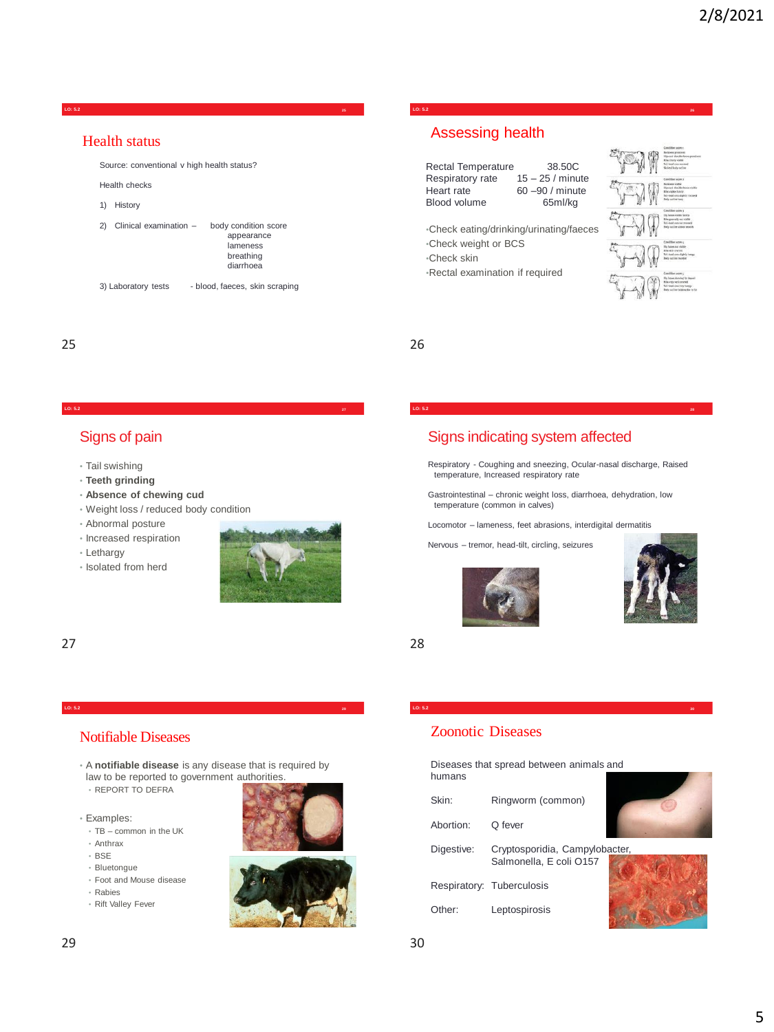## Health status

Source: conventional v high health status?

Health checks

1) History

2) Clinical examination – body condition score, appearance, lameness, breathing, diarrhoea

3) Laboratory tests - blood, faeces, skin scraping

## Assessing health

| | |
|---|---|
| Rectal Temperature | 38.50C |
| Respiratory rate | 15 – 25 / minute |
| Heart rate | 60 –90 / minute |
| Blood volume | 65ml/kg |

- Check eating/drinking/urinating/faeces
- Check weight or BCS
- Check skin
- Rectal examination if required

## Signs of pain

- Tail swishing
- **Teeth grinding**
- **Absence of chewing cud**
- Weight loss / reduced body condition
- Abnormal posture
- Increased respiration
- Lethargy
- Isolated from herd

## Signs indicating system affected

Respiratory - Coughing and sneezing, Ocular-nasal discharge, Raised temperature, Increased respiratory rate

Gastrointestinal – chronic weight loss, diarrhoea, dehydration, low temperature (common in calves)

Locomotor – lameness, feet abrasions, interdigital dermatitis

Nervous – tremor, head-tilt, circling, seizures

## Notifiable Diseases

- A **notifiable disease** is any disease that is required by law to be reported to government authorities.
  - REPORT TO DEFRA
- Examples:
  - TB – common in the UK
  - Anthrax
  - BSE
  - Bluetongue
  - Foot and Mouse disease
  - Rabies
  - Rift Valley Fever

## Zoonotic Diseases

Diseases that spread between animals and humans

| | |
|---|---|
| Skin: | Ringworm (common) |
| Abortion: | Q fever |
| Digestive: | Cryptosporidia, Campylobacter, Salmonella, E coli O157 |
| Respiratory: | Tuberculosis |
| Other: | Leptospirosis |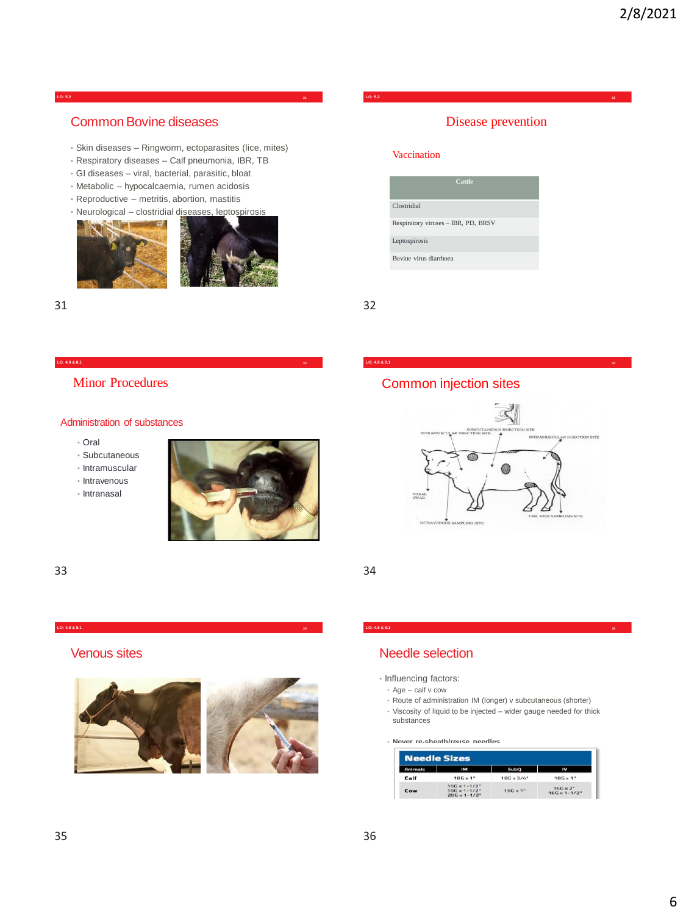## Common Bovine diseases

- Skin diseases – Ringworm, ectoparasites (lice, mites)
- Respiratory diseases – Calf pneumonia, IBR, TB
- GI diseases – viral, bacterial, parasitic, bloat
- Metabolic – hypocalcaemia, rumen acidosis
- Reproductive – metritis, abortion, mastitis
- Neurological – clostridial diseases, leptospirosis

## Disease prevention

### Vaccination

| Cattle |
| --- |
| Clostridial |
| Respiratory viruses – IBR, PI3, BRSV |
| Leptospirosis |
| Bovine virus diarrhoea |

## Minor Procedures

### Administration of substances

- Oral
- Subcutaneous
- Intramuscular
- Intravenous
- Intranasal

## Common injection sites

INTRAMUSCULAR INJECTION SITE
SUBCUTANEOUS INJECTION SITE
INTRAMUSCULAR INJECTION SITE
NASAL SWAB
INTRAVENOUS SAMPLING SITE
TAIL VEIN SAMPLING SITE

## Venous sites

## Needle selection

- Influencing factors:
  - Age – calf v cow
  - Route of administration IM (longer) v subcutaneous (shorter)
  - Viscosity of liquid to be injected – wider gauge needed for thick substances
- Never re-sheath/reuse needles

**Needle Sizes**

| Animals | IM | SubQ | IV |
| --- | --- | --- | --- |
| Calf | 18G x 1" | 18G x 3/4" | 18G x 1" |
| Cow | 16G x 1-1/2"<br>18G x 1-1/2"<br>20G x 1-1/2" | 16G x 1" | 14G x 2"<br>16G x 1-1/2" |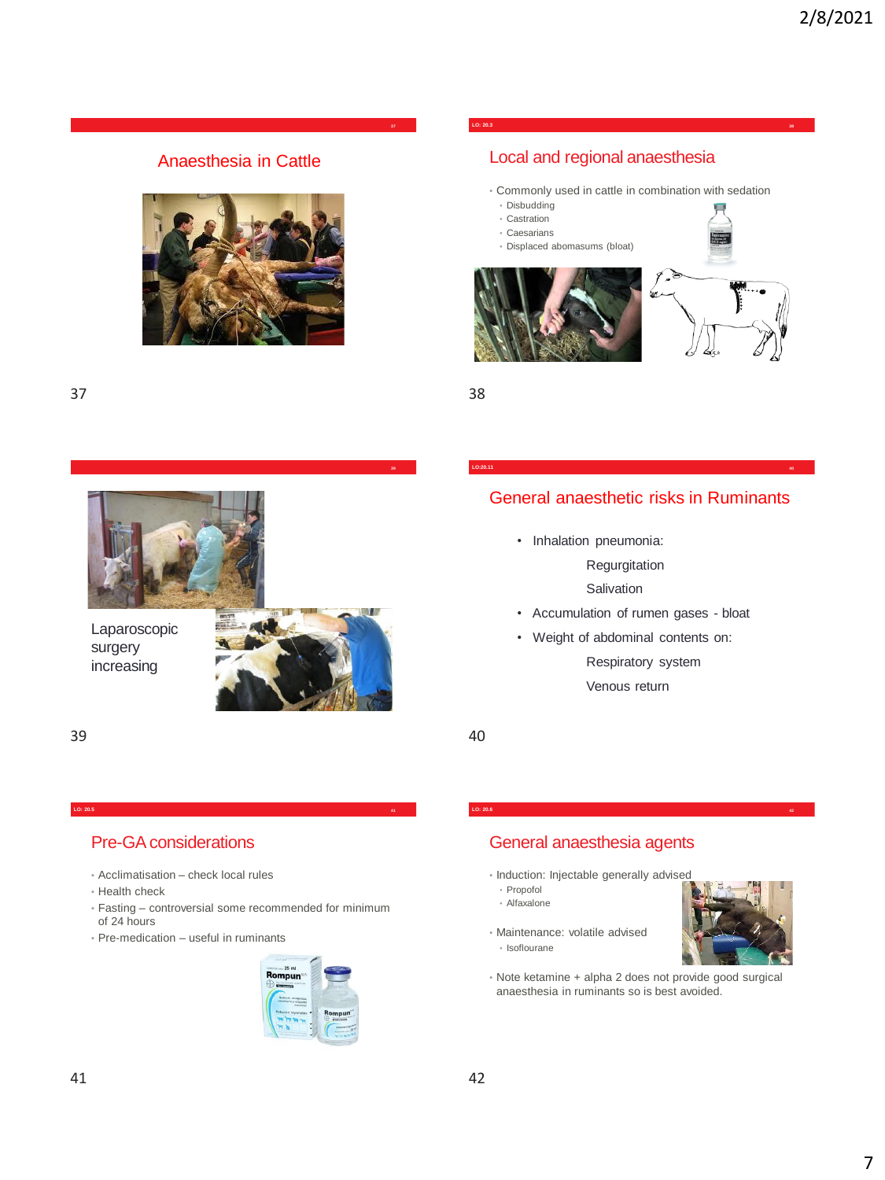## Anaesthesia in Cattle

## Local and regional anaesthesia

- Commonly used in cattle in combination with sedation
  - Disbudding
  - Castration
  - Caesarians
  - Displaced abomasums (bloat)

Laparoscopic surgery increasing

## General anaesthetic risks in Ruminants

- Inhalation pneumonia:
  - Regurgitation
  - Salivation
- Accumulation of rumen gases - bloat
- Weight of abdominal contents on:
  - Respiratory system
  - Venous return

## Pre-GA considerations

- Acclimatisation – check local rules
- Health check
- Fasting – controversial some recommended for minimum of 24 hours
- Pre-medication – useful in ruminants

## General anaesthesia agents

- Induction: Injectable generally advised
  - Propofol
  - Alfaxalone
- Maintenance: volatile advised
  - Isoflourane
- Note ketamine + alpha 2 does not provide good surgical anaesthesia in ruminants so is best avoided.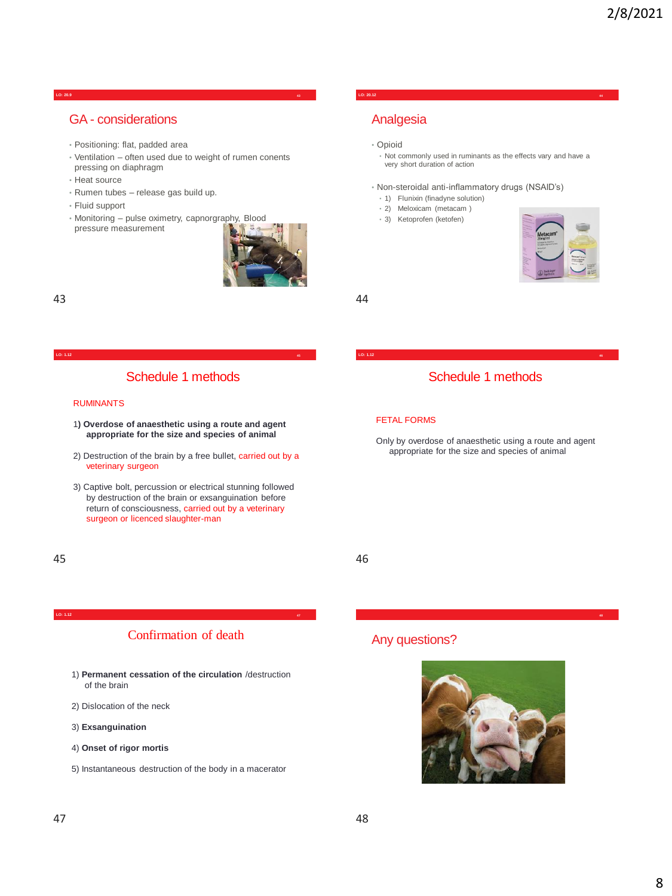LO: 20.9

## GA - considerations

- Positioning: flat, padded area
- Ventilation – often used due to weight of rumen conents pressing on diaphragm
- Heat source
- Rumen tubes – release gas build up.
- Fluid support
- Monitoring – pulse oximetry, capnorgraphy, Blood pressure measurement

LO: 20.12

## Analgesia

- Opioid
  - Not commonly used in ruminants as the effects vary and have a very short duration of action
- Non-steroidal anti-inflammatory drugs (NSAID's)
  - 1) Flunixin (finadyne solution)
  - 2) Meloxicam (metacam )
  - 3) Ketoprofen (ketofen)

LO: 1.12

## Schedule 1 methods

RUMINANTS

1) **Overdose of anaesthetic using a route and agent appropriate for the size and species of animal**

2) Destruction of the brain by a free bullet, carried out by a veterinary surgeon

3) Captive bolt, percussion or electrical stunning followed by destruction of the brain or exsanguination before return of consciousness, carried out by a veterinary surgeon or licenced slaughter-man

LO: 1.12

## Schedule 1 methods

FETAL FORMS

Only by overdose of anaesthetic using a route and agent appropriate for the size and species of animal

LO: 1.12

## Confirmation of death

1) **Permanent cessation of the circulation** /destruction of the brain

2) Dislocation of the neck

3) **Exsanguination**

4) **Onset of rigor mortis**

5) Instantaneous destruction of the body in a macerator

## Any questions?